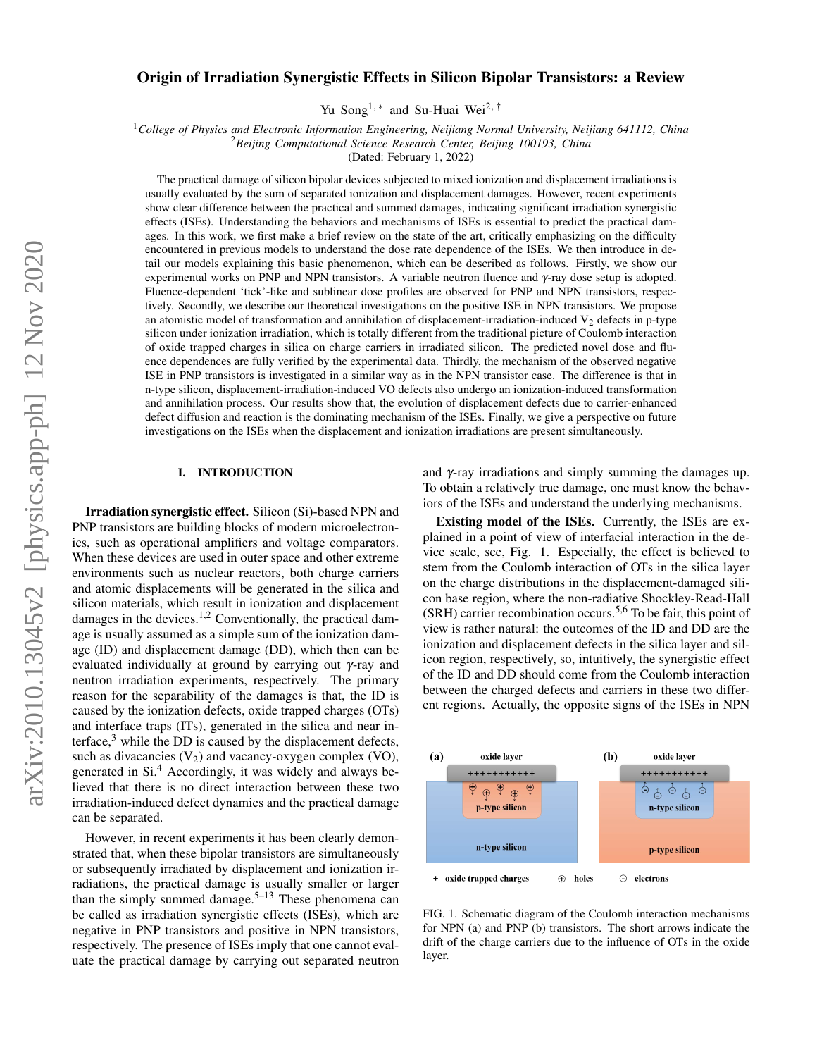# Origin of Irradiation Synergistic Effects in Silicon Bipolar Transistors: a Review

Yu Song[1,*] and Su-Huai Wei[2,†]

[1]*College of Physics and Electronic Information Engineering, Neijiang Normal University, Neijiang 641112, China*
[2]*Beijing Computational Science Research Center, Beijing 100193, China*
(Dated: February 1, 2022)

The practical damage of silicon bipolar devices subjected to mixed ionization and displacement irradiations is usually evaluated by the sum of separated ionization and displacement damages. However, recent experiments show clear difference between the practical and summed damages, indicating significant irradiation synergistic effects (ISEs). Understanding the behaviors and mechanisms of ISEs is essential to predict the practical damages. In this work, we first make a brief review on the state of the art, critically emphasizing on the difficulty encountered in previous models to understand the dose rate dependence of the ISEs. We then introduce in detail our models explaining this basic phenomenon, which can be described as follows. Firstly, we show our experimental works on PNP and NPN transistors. A variable neutron fluence and $\gamma$-ray dose setup is adopted. Fluence-dependent 'tick'-like and sublinear dose profiles are observed for PNP and NPN transistors, respectively. Secondly, we describe our theoretical investigations on the positive ISE in NPN transistors. We propose an atomistic model of transformation and annihilation of displacement-irradiation-induced $V_2$ defects in p-type silicon under ionization irradiation, which is totally different from the traditional picture of Coulomb interaction of oxide trapped charges in silica on charge carriers in irradiated silicon. The predicted novel dose and fluence dependences are fully verified by the experimental data. Thirdly, the mechanism of the observed negative ISE in PNP transistors is investigated in a similar way as in the NPN transistor case. The difference is that in n-type silicon, displacement-irradiation-induced VO defects also undergo an ionization-induced transformation and annihilation process. Our results show that, the evolution of displacement defects due to carrier-enhanced defect diffusion and reaction is the dominating mechanism of the ISEs. Finally, we give a perspective on future investigations on the ISEs when the displacement and ionization irradiations are present simultaneously.

## I. INTRODUCTION

**Irradiation synergistic effect.** Silicon (Si)-based NPN and PNP transistors are building blocks of modern microelectronics, such as operational amplifiers and voltage comparators. When these devices are used in outer space and other extreme environments such as nuclear reactors, both charge carriers and atomic displacements will be generated in the silica and silicon materials, which result in ionization and displacement damages in the devices.[1,2] Conventionally, the practical damage is usually assumed as a simple sum of the ionization damage (ID) and displacement damage (DD), which then can be evaluated individually at ground by carrying out $\gamma$-ray and neutron irradiation experiments, respectively. The primary reason for the separability of the damages is that, the ID is caused by the ionization defects, oxide trapped charges (OTs) and interface traps (ITs), generated in the silica and near interface,[3] while the DD is caused by the displacement defects, such as divacancies ($V_2$) and vacancy-oxygen complex (VO), generated in Si.[4] Accordingly, it was widely and always believed that there is no direct interaction between these two irradiation-induced defect dynamics and the practical damage can be separated.

However, in recent experiments it has been clearly demonstrated that, when these bipolar transistors are simultaneously or subsequently irradiated by displacement and ionization irradiations, the practical damage is usually smaller or larger than the simply summed damage.[5–13] These phenomena can be called as irradiation synergistic effects (ISEs), which are negative in PNP transistors and positive in NPN transistors, respectively. The presence of ISEs imply that one cannot evaluate the practical damage by carrying out separated neutron and $\gamma$-ray irradiations and simply summing the damages up. To obtain a relatively true damage, one must know the behaviors of the ISEs and understand the underlying mechanisms.

**Existing model of the ISEs.** Currently, the ISEs are explained in a point of view of interfacial interaction in the device scale, see, Fig. 1. Especially, the effect is believed to stem from the Coulomb interaction of OTs in the silica layer on the charge distributions in the displacement-damaged silicon base region, where the non-radiative Shockley-Read-Hall (SRH) carrier recombination occurs.[5,6] To be fair, this point of view is rather natural: the outcomes of the ID and DD are the ionization and displacement defects in the silica layer and silicon region, respectively, so, intuitively, the synergistic effect of the ID and DD should come from the Coulomb interaction between the charged defects and carriers in these two different regions. Actually, the opposite signs of the ISEs in NPN

FIG. 1. Schematic diagram of the Coulomb interaction mechanisms for NPN (a) and PNP (b) transistors. The short arrows indicate the drift of the charge carriers due to the influence of OTs in the oxide layer.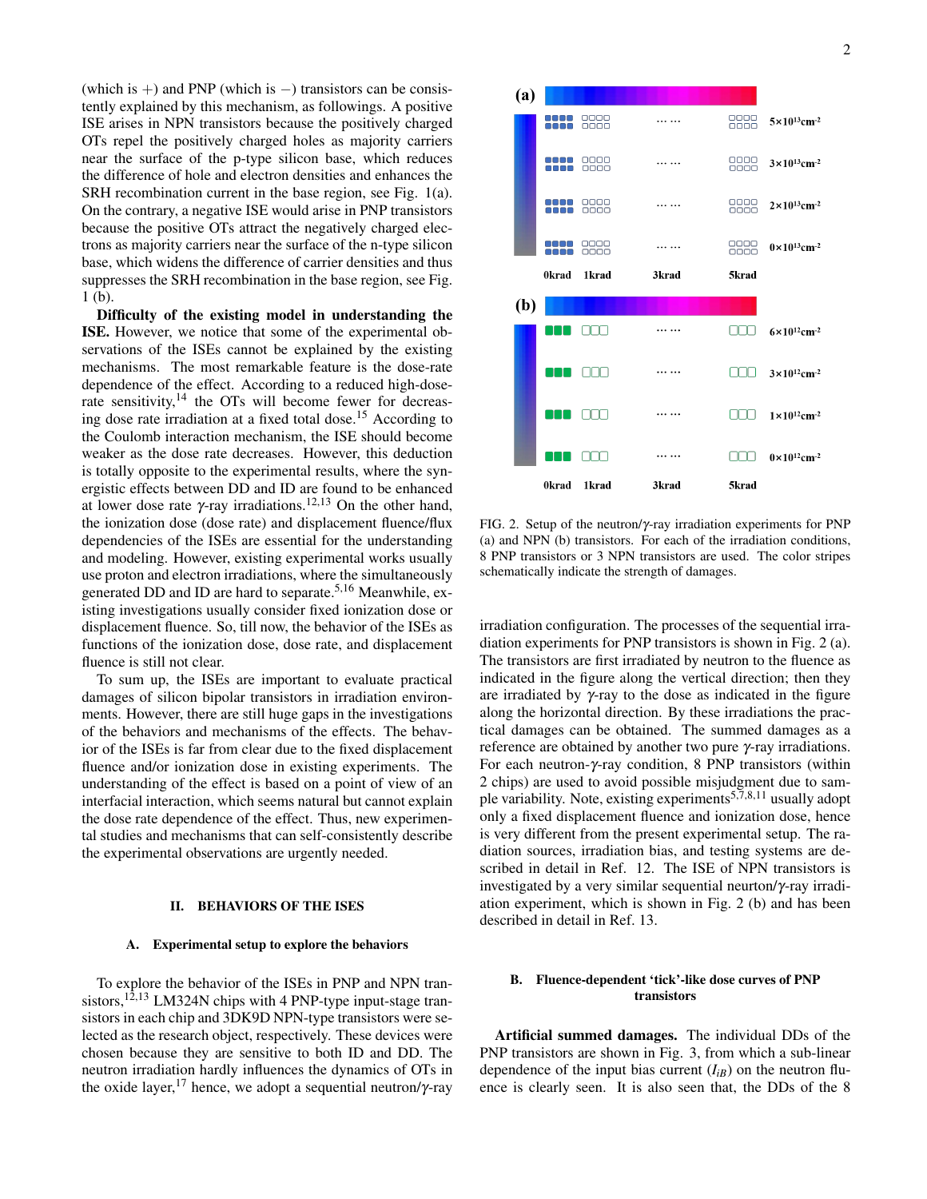(which is +) and PNP (which is −) transistors can be consistently explained by this mechanism, as followings. A positive ISE arises in NPN transistors because the positively charged OTs repel the positively charged holes as majority carriers near the surface of the p-type silicon base, which reduces the difference of hole and electron densities and enhances the SRH recombination current in the base region, see Fig. 1(a). On the contrary, a negative ISE would arise in PNP transistors because the positive OTs attract the negatively charged electrons as majority carriers near the surface of the n-type silicon base, which widens the difference of carrier densities and thus suppresses the SRH recombination in the base region, see Fig. 1 (b).

**Difficulty of the existing model in understanding the ISE.** However, we notice that some of the experimental observations of the ISEs cannot be explained by the existing mechanisms. The most remarkable feature is the dose-rate dependence of the effect. According to a reduced high-dose-rate sensitivity,[14] the OTs will become fewer for decreasing dose rate irradiation at a fixed total dose.[15] According to the Coulomb interaction mechanism, the ISE should become weaker as the dose rate decreases. However, this deduction is totally opposite to the experimental results, where the synergistic effects between DD and ID are found to be enhanced at lower dose rate $\gamma$-ray irradiations.[12,13] On the other hand, the ionization dose (dose rate) and displacement fluence/flux dependencies of the ISEs are essential for the understanding and modeling. However, existing experimental works usually use proton and electron irradiations, where the simultaneously generated DD and ID are hard to separate.[5,16] Meanwhile, existing investigations usually consider fixed ionization dose or displacement fluence. So, till now, the behavior of the ISEs as functions of the ionization dose, dose rate, and displacement fluence is still not clear.

To sum up, the ISEs are important to evaluate practical damages of silicon bipolar transistors in irradiation environments. However, there are still huge gaps in the investigations of the behaviors and mechanisms of the effects. The behavior of the ISEs is far from clear due to the fixed displacement fluence and/or ionization dose in existing experiments. The understanding of the effect is based on a point of view of an interfacial interaction, which seems natural but cannot explain the dose rate dependence of the effect. Thus, new experimental studies and mechanisms that can self-consistently describe the experimental observations are urgently needed.

## II. BEHAVIORS OF THE ISES

### A. Experimental setup to explore the behaviors

To explore the behavior of the ISEs in PNP and NPN transistors,[12,13] LM324N chips with 4 PNP-type input-stage transistors in each chip and 3DK9D NPN-type transistors were selected as the research object, respectively. These devices were chosen because they are sensitive to both ID and DD. The neutron irradiation hardly influences the dynamics of OTs in the oxide layer,[17] hence, we adopt a sequential neutron/$\gamma$-ray irradiation configuration. The processes of the sequential irradiation experiments for PNP transistors is shown in Fig. 2 (a). The transistors are first irradiated by neutron to the fluence as indicated in the figure along the vertical direction; then they are irradiated by $\gamma$-ray to the dose as indicated in the figure along the horizontal direction. By these irradiations the practical damages can be obtained. The summed damages as a reference are obtained by another two pure $\gamma$-ray irradiations. For each neutron-$\gamma$-ray condition, 8 PNP transistors (within 2 chips) are used to avoid possible misjudgment due to sample variability. Note, existing experiments[5,7,8,11] usually adopt only a fixed displacement fluence and ionization dose, hence is very different from the present experimental setup. The radiation sources, irradiation bias, and testing systems are described in detail in Ref. 12. The ISE of NPN transistors is investigated by a very similar sequential neurton/$\gamma$-ray irradiation experiment, which is shown in Fig. 2 (b) and has been described in detail in Ref. 13.

FIG. 2. Setup of the neutron/$\gamma$-ray irradiation experiments for PNP (a) and NPN (b) transistors. For each of the irradiation conditions, 8 PNP transistors or 3 NPN transistors are used. The color stripes schematically indicate the strength of damages.

### B. Fluence-dependent 'tick'-like dose curves of PNP transistors

**Artificial summed damages.** The individual DDs of the PNP transistors are shown in Fig. 3, from which a sub-linear dependence of the input bias current ($I_{iB}$) on the neutron fluence is clearly seen. It is also seen that, the DDs of the 8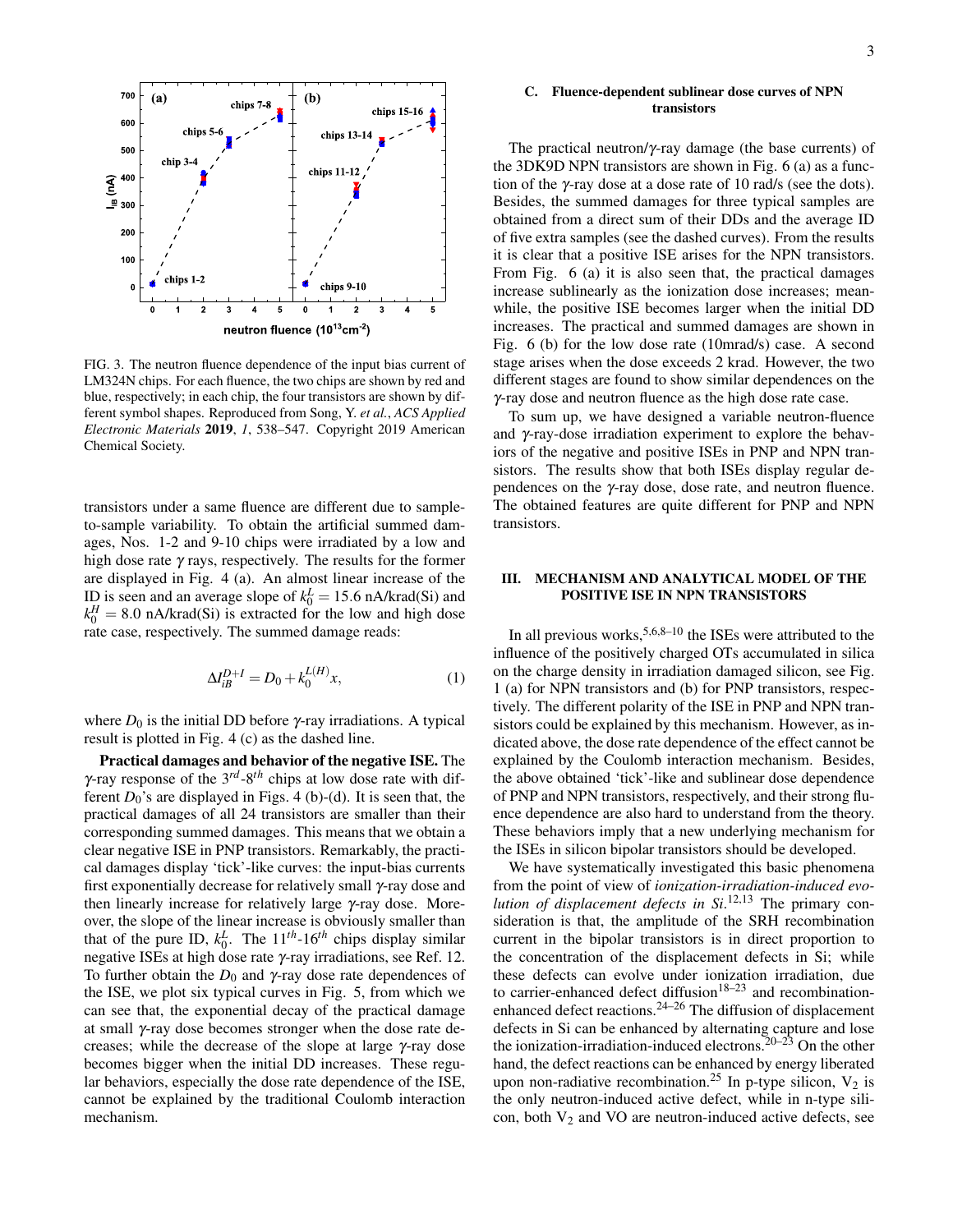FIG. 3. The neutron fluence dependence of the input bias current of LM324N chips. For each fluence, the two chips are shown by red and blue, respectively; in each chip, the four transistors are shown by different symbol shapes. Reproduced from Song, Y. *et al.*, *ACS Applied Electronic Materials* **2019**, *1*, 538–547. Copyright 2019 American Chemical Society.

transistors under a same fluence are different due to sample-to-sample variability. To obtain the artificial summed damages, Nos. 1-2 and 9-10 chips were irradiated by a low and high dose rate $\gamma$ rays, respectively. The results for the former are displayed in Fig. 4 (a). An almost linear increase of the ID is seen and an average slope of $k_0^L = 15.6$ nA/krad(Si) and $k_0^H = 8.0$ nA/krad(Si) is extracted for the low and high dose rate case, respectively. The summed damage reads:

$$\Delta I_{iB}^{D+I} = D_0 + k_0^{L(H)} x, \quad (1)$$

where $D_0$ is the initial DD before $\gamma$-ray irradiations. A typical result is plotted in Fig. 4 (c) as the dashed line.

**Practical damages and behavior of the negative ISE.** The $\gamma$-ray response of the $3^{rd}$-$8^{th}$ chips at low dose rate with different $D_0$'s are displayed in Figs. 4 (b)-(d). It is seen that, the practical damages of all 24 transistors are smaller than their corresponding summed damages. This means that we obtain a clear negative ISE in PNP transistors. Remarkably, the practical damages display 'tick'-like curves: the input-bias currents first exponentially decrease for relatively small $\gamma$-ray dose and then linearly increase for relatively large $\gamma$-ray dose. Moreover, the slope of the linear increase is obviously smaller than that of the pure ID, $k_0^L$. The $11^{th}$-$16^{th}$ chips display similar negative ISEs at high dose rate $\gamma$-ray irradiations, see Ref. 12. To further obtain the $D_0$ and $\gamma$-ray dose rate dependences of the ISE, we plot six typical curves in Fig. 5, from which we can see that, the exponential decay of the practical damage at small $\gamma$-ray dose becomes stronger when the dose rate decreases; while the decrease of the slope at large $\gamma$-ray dose becomes bigger when the initial DD increases. These regular behaviors, especially the dose rate dependence of the ISE, cannot be explained by the traditional Coulomb interaction mechanism.

### C. Fluence-dependent sublinear dose curves of NPN transistors

The practical neutron/$\gamma$-ray damage (the base currents) of the 3DK9D NPN transistors are shown in Fig. 6 (a) as a function of the $\gamma$-ray dose at a dose rate of 10 rad/s (see the dots). Besides, the summed damages for three typical samples are obtained from a direct sum of their DDs and the average ID of five extra samples (see the dashed curves). From the results it is clear that a positive ISE arises for the NPN transistors. From Fig. 6 (a) it is also seen that, the practical damages increase sublinearly as the ionization dose increases; meanwhile, the positive ISE becomes larger when the initial DD increases. The practical and summed damages are shown in Fig. 6 (b) for the low dose rate (10mrad/s) case. A second stage arises when the dose exceeds 2 krad. However, the two different stages are found to show similar dependences on the $\gamma$-ray dose and neutron fluence as the high dose rate case.

To sum up, we have designed a variable neutron-fluence and $\gamma$-ray-dose irradiation experiment to explore the behaviors of the negative and positive ISEs in PNP and NPN transistors. The results show that both ISEs display regular dependences on the $\gamma$-ray dose, dose rate, and neutron fluence. The obtained features are quite different for PNP and NPN transistors.

## III. MECHANISM AND ANALYTICAL MODEL OF THE POSITIVE ISE IN NPN TRANSISTORS

In all previous works,[5,6,8–10] the ISEs were attributed to the influence of the positively charged OTs accumulated in silica on the charge density in irradiation damaged silicon, see Fig. 1 (a) for NPN transistors and (b) for PNP transistors, respectively. The different polarity of the ISE in PNP and NPN transistors could be explained by this mechanism. However, as indicated above, the dose rate dependence of the effect cannot be explained by the Coulomb interaction mechanism. Besides, the above obtained 'tick'-like and sublinear dose dependence of PNP and NPN transistors, respectively, and their strong fluence dependence are also hard to understand from the theory. These behaviors imply that a new underlying mechanism for the ISEs in silicon bipolar transistors should be developed.

We have systematically investigated this basic phenomena from the point of view of *ionization-irradiation-induced evolution of displacement defects in Si*.[12,13] The primary consideration is that, the amplitude of the SRH recombination current in the bipolar transistors is in direct proportion to the concentration of the displacement defects in Si; while these defects can evolve under ionization irradiation, due to carrier-enhanced defect diffusion[18–23] and recombination-enhanced defect reactions.[24–26] The diffusion of displacement defects in Si can be enhanced by alternating capture and lose the ionization-irradiation-induced electrons.[20–23] On the other hand, the defect reactions can be enhanced by energy liberated upon non-radiative recombination.[25] In p-type silicon, $V_2$ is the only neutron-induced active defect, while in n-type silicon, both $V_2$ and VO are neutron-induced active defects, see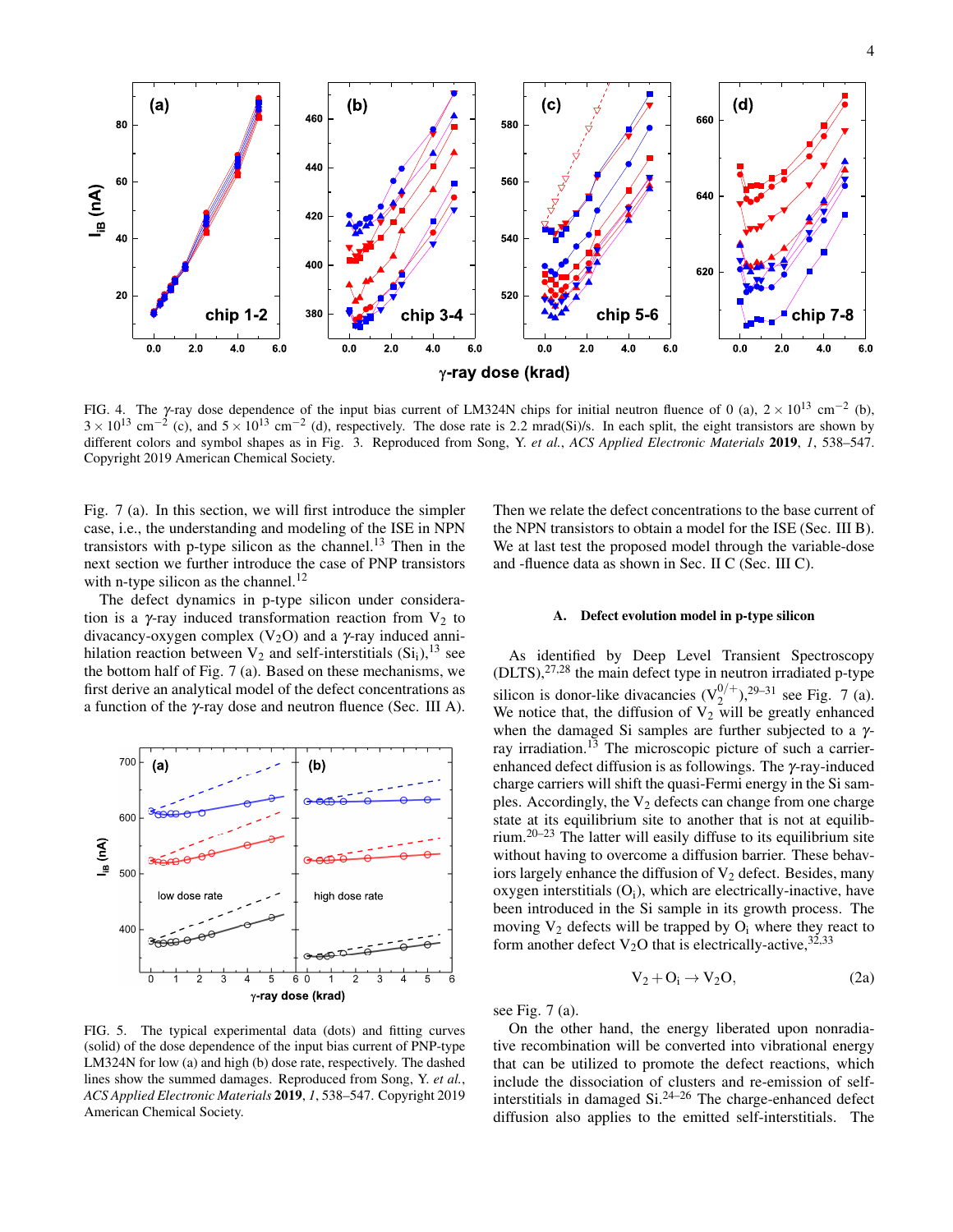FIG. 4. The $\gamma$-ray dose dependence of the input bias current of LM324N chips for initial neutron fluence of 0 (a), $2\times10^{13}$ cm$^{-2}$ (b), $3\times10^{13}$ cm$^{-2}$ (c), and $5\times10^{13}$ cm$^{-2}$ (d), respectively. The dose rate is 2.2 mrad(Si)/s. In each split, the eight transistors are shown by different colors and symbol shapes as in Fig. 3. Reproduced from Song, Y. *et al.*, *ACS Applied Electronic Materials* **2019**, *1*, 538–547. Copyright 2019 American Chemical Society.

Fig. 7 (a). In this section, we will first introduce the simpler case, i.e., the understanding and modeling of the ISE in NPN transistors with p-type silicon as the channel.[13] Then in the next section we further introduce the case of PNP transistors with n-type silicon as the channel.[12]

The defect dynamics in p-type silicon under consideration is a $\gamma$-ray induced transformation reaction from $V_2$ to divacancy-oxygen complex ($V_2O$) and a $\gamma$-ray induced annihilation reaction between $V_2$ and self-interstitials ($Si_i$),[13] see the bottom half of Fig. 7 (a). Based on these mechanisms, we first derive an analytical model of the defect concentrations as a function of the $\gamma$-ray dose and neutron fluence (Sec. III A).

FIG. 5. The typical experimental data (dots) and fitting curves (solid) of the dose dependence of the input bias current of PNP-type LM324N for low (a) and high (b) dose rate, respectively. The dashed lines show the summed damages. Reproduced from Song, Y. *et al.*, *ACS Applied Electronic Materials* **2019**, *1*, 538–547. Copyright 2019 American Chemical Society.

Then we relate the defect concentrations to the base current of the NPN transistors to obtain a model for the ISE (Sec. III B). We at last test the proposed model through the variable-dose and -fluence data as shown in Sec. II C (Sec. III C).

### A. Defect evolution model in p-type silicon

As identified by Deep Level Transient Spectroscopy (DLTS),[27,28] the main defect type in neutron irradiated p-type silicon is donor-like divacancies ($V_2^{0/+}$),[29–31] see Fig. 7 (a). We notice that, the diffusion of $V_2$ will be greatly enhanced when the damaged Si samples are further subjected to a $\gamma$-ray irradiation.[13] The microscopic picture of such a carrier-enhanced defect diffusion is as followings. The $\gamma$-ray-induced charge carriers will shift the quasi-Fermi energy in the Si samples. Accordingly, the $V_2$ defects can change from one charge state at its equilibrium site to another that is not at equilibrium.[20–23] The latter will easily diffuse to its equilibrium site without having to overcome a diffusion barrier. These behaviors largely enhance the diffusion of $V_2$ defect. Besides, many oxygen interstitials ($O_i$), which are electrically-inactive, have been introduced in the Si sample in its growth process. The moving $V_2$ defects will be trapped by $O_i$ where they react to form another defect $V_2O$ that is electrically-active,[32,33]

$$V_2 + O_i \rightarrow V_2O, \tag{2a}$$

see Fig. 7 (a).

On the other hand, the energy liberated upon nonradiative recombination will be converted into vibrational energy that can be utilized to promote the defect reactions, which include the dissociation of clusters and re-emission of self-interstitials in damaged Si.[24–26] The charge-enhanced defect diffusion also applies to the emitted self-interstitials. The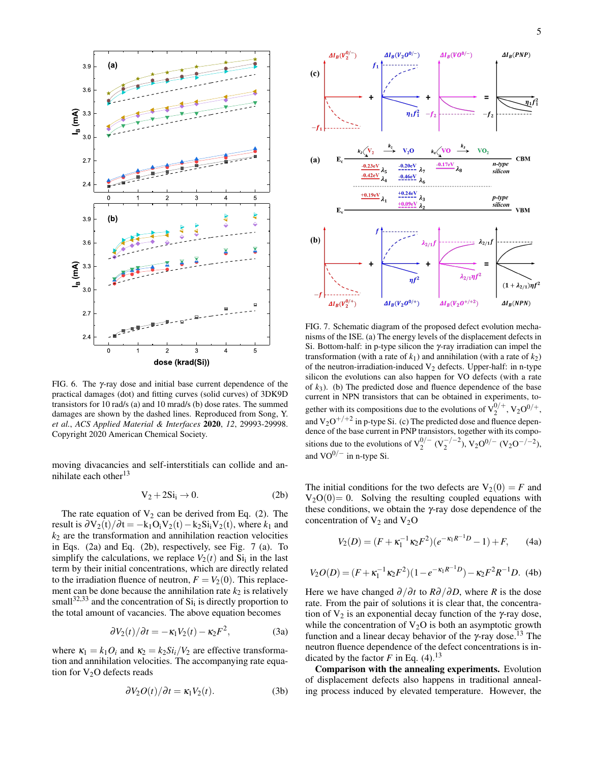FIG. 6. The $\gamma$-ray dose and initial base current dependence of the practical damages (dot) and fitting curves (solid curves) of 3DK9D transistors for 10 rad/s (a) and 10 mrad/s (b) dose rates. The summed damages are shown by the dashed lines. Reproduced from Song, Y. *et al.*, *ACS Applied Material & Interfaces* **2020**, *12*, 29993-29998. Copyright 2020 American Chemical Society.

moving divacancies and self-interstitials can collide and annihilate each other[13]

$$V_2 + 2Si_i \rightarrow 0. \tag{2b}$$

The rate equation of $V_2$ can be derived from Eq. (2). The result is $\partial V_2(t)/\partial t = -k_1 O_i V_2(t) - k_2 Si_i V_2(t)$, where $k_1$ and $k_2$ are the transformation and annihilation reaction velocities in Eqs. (2a) and Eq. (2b), respectively, see Fig. 7 (a). To simplify the calculations, we replace $V_2(t)$ and $Si_i$ in the last term by their initial concentrations, which are directly related to the irradiation fluence of neutron, $F = V_2(0)$. This replacement can be done because the annihilation rate $k_2$ is relatively small[32,33] and the concentration of $Si_i$ is directly proportion to the total amount of vacancies. The above equation becomes

$$\partial V_2(t)/\partial t = -\kappa_1 V_2(t) - \kappa_2 F^2, \tag{3a}$$

where $\kappa_1 = k_1 O_i$ and $\kappa_2 = k_2 Si_i/V_2$ are effective transformation and annihilation velocities. The accompanying rate equation for $V_2O$ defects reads

$$\partial V_2O(t)/\partial t = \kappa_1 V_2(t). \tag{3b}$$

FIG. 7. Schematic diagram of the proposed defect evolution mechanisms of the ISE. (a) The energy levels of the displacement defects in Si. Bottom-half: in p-type silicon the $\gamma$-ray irradiation can impel the transformation (with a rate of $k_1$) and annihilation (with a rate of $k_2$) of the neutron-irradiation-induced $V_2$ defects. Upper-half: in n-type silicon the evolutions can also happen for VO defects (with a rate of $k_3$). (b) The predicted dose and fluence dependence of the base current in NPN transistors that can be obtained in experiments, together with its compositions due to the evolutions of $V_2^{0/+}$, $V_2O^{0/+}$, and $V_2O^{+/+2}$ in p-type Si. (c) The predicted dose and fluence dependence of the base current in PNP transistors, together with its compositions due to the evolutions of $V_2^{0/-}$ ($V_2^{-/-2}$), $V_2O^{0/-}$ ($V_2O^{-/-2}$), and $VO^{0/-}$ in n-type Si.

The initial conditions for the two defects are $V_2(0) = F$ and $V_2O(0) = 0$. Solving the resulting coupled equations with these conditions, we obtain the $\gamma$-ray dose dependence of the concentration of $V_2$ and $V_2O$

$$V_2(D) = (F + \kappa_1^{-1}\kappa_2 F^2)(e^{-\kappa_1 R^{-1} D} - 1) + F, \tag{4a}$$

$$V_2O(D) = (F + \kappa_1^{-1}\kappa_2 F^2)(1 - e^{-\kappa_1 R^{-1} D}) - \kappa_2 F^2 R^{-1} D. \tag{4b}$$

Here we have changed $\partial/\partial t$ to $R\partial/\partial D$, where $R$ is the dose rate. From the pair of solutions it is clear that, the concentration of $V_2$ is an exponential decay function of the $\gamma$-ray dose, while the concentration of $V_2O$ is both an asymptotic growth function and a linear decay behavior of the $\gamma$-ray dose.[13] The neutron fluence dependence of the defect concentrations is indicated by the factor $F$ in Eq. (4).[13]

**Comparison with the annealing experiments.** Evolution of displacement defects also happens in traditional annealing process induced by elevated temperature. However, the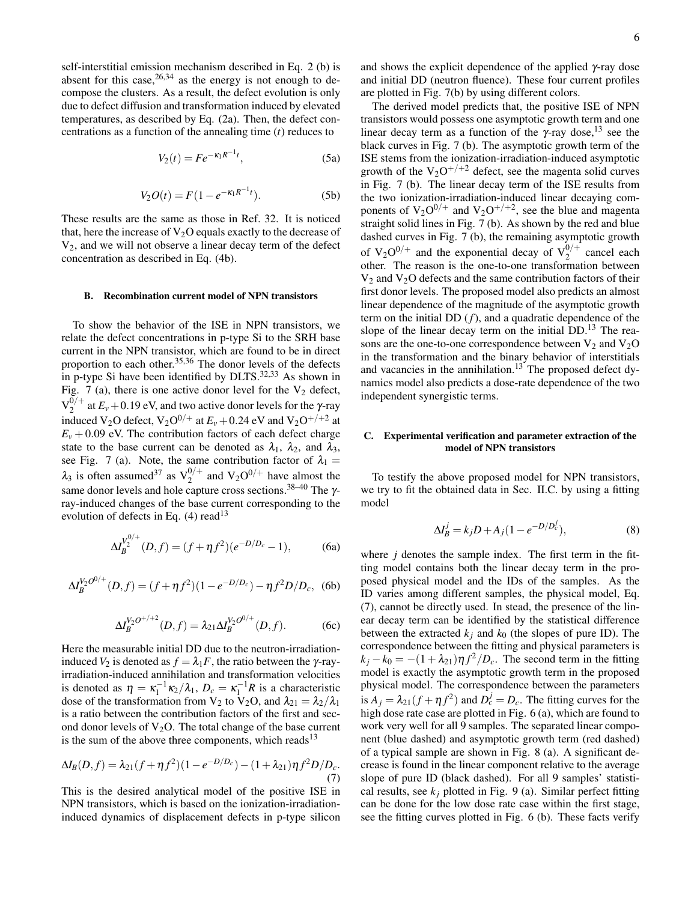self-interstitial emission mechanism described in Eq. 2 (b) is absent for this case,[26,34] as the energy is not enough to decompose the clusters. As a result, the defect evolution is only due to defect diffusion and transformation induced by elevated temperatures, as described by Eq. (2a). Then, the defect concentrations as a function of the annealing time ($t$) reduces to

$$V_2(t) = Fe^{-\kappa_1 R^{-1} t}, \tag{5a}$$

$$V_2O(t) = F(1 - e^{-\kappa_1 R^{-1} t}). \tag{5b}$$

These results are the same as those in Ref. 32. It is noticed that, here the increase of $V_2O$ equals exactly to the decrease of $V_2$, and we will not observe a linear decay term of the defect concentration as described in Eq. (4b).

### B. Recombination current model of NPN transistors

To show the behavior of the ISE in NPN transistors, we relate the defect concentrations in p-type Si to the SRH base current in the NPN transistor, which are found to be in direct proportion to each other.[35,36] The donor levels of the defects in p-type Si have been identified by DLTS.[32,33] As shown in Fig. 7 (a), there is one active donor level for the $V_2$ defect, $V_2^{0/+}$ at $E_v + 0.19$ eV, and two active donor levels for the $\gamma$-ray induced $V_2O$ defect, $V_2O^{0/+}$ at $E_v + 0.24$ eV and $V_2O^{+/+2}$ at $E_v + 0.09$ eV. The contribution factors of each defect charge state to the base current can be denoted as $\lambda_1$, $\lambda_2$, and $\lambda_3$, see Fig. 7 (a). Note, the same contribution factor of $\lambda_1 = \lambda_3$ is often assumed[37] as $V_2^{0/+}$ and $V_2O^{0/+}$ have almost the same donor levels and hole capture cross sections.[38–40] The $\gamma$-ray-induced changes of the base current corresponding to the evolution of defects in Eq. (4) read[13]

$$\Delta I_B^{V_2^{0/+}}(D, f) = (f + \eta f^2)(e^{-D/D_c} - 1), \tag{6a}$$

$$\Delta I_B^{V_2O^{0/+}}(D, f) = (f + \eta f^2)(1 - e^{-D/D_c}) - \eta f^2 D/D_c, \tag{6b}$$

$$\Delta I_B^{V_2O^{+/+2}}(D, f) = \lambda_{21} \Delta I_B^{V_2O^{0/+}}(D, f). \tag{6c}$$

Here the measurable initial DD due to the neutron-irradiation-induced $V_2$ is denoted as $f = \lambda_1 F$, the ratio between the $\gamma$-ray-irradiation-induced annihilation and transformation velocities is denoted as $\eta = \kappa_1^{-1}\kappa_2/\lambda_1$, $D_c = \kappa_1^{-1} R$ is a characteristic dose of the transformation from $V_2$ to $V_2O$, and $\lambda_{21} = \lambda_2/\lambda_1$ is a ratio between the contribution factors of the first and second donor levels of $V_2O$. The total change of the base current is the sum of the above three components, which reads[13]

$$\Delta I_B(D, f) = \lambda_{21}(f + \eta f^2)(1 - e^{-D/D_c}) - (1 + \lambda_{21})\eta f^2 D/D_c. \tag{7}$$

This is the desired analytical model of the positive ISE in NPN transistors, which is based on the ionization-irradiation-induced dynamics of displacement defects in p-type silicon and shows the explicit dependence of the applied $\gamma$-ray dose and initial DD (neutron fluence). These four current profiles are plotted in Fig. 7(b) by using different colors.

The derived model predicts that, the positive ISE of NPN transistors would possess one asymptotic growth term and one linear decay term as a function of the $\gamma$-ray dose,[13] see the black curves in Fig. 7 (b). The asymptotic growth term of the ISE stems from the ionization-irradiation-induced asymptotic growth of the $V_2O^{+/+2}$ defect, see the magenta solid curves in Fig. 7 (b). The linear decay term of the ISE results from the two ionization-irradiation-induced linear decaying components of $V_2O^{0/+}$ and $V_2O^{+/+2}$, see the blue and magenta straight solid lines in Fig. 7 (b). As shown by the red and blue dashed curves in Fig. 7 (b), the remaining asymptotic growth of $V_2O^{0/+}$ and the exponential decay of $V_2^{0/+}$ cancel each other. The reason is the one-to-one transformation between $V_2$ and $V_2O$ defects and the same contribution factors of their first donor levels. The proposed model also predicts an almost linear dependence of the magnitude of the asymptotic growth term on the initial DD ($f$), and a quadratic dependence of the slope of the linear decay term on the initial DD.[13] The reasons are the one-to-one correspondence between $V_2$ and $V_2O$ in the transformation and the binary behavior of interstitials and vacancies in the annihilation.[13] The proposed defect dynamics model also predicts a dose-rate dependence of the two independent synergistic terms.

### C. Experimental verification and parameter extraction of the model of NPN transistors

To testify the above proposed model for NPN transistors, we try to fit the obtained data in Sec. II.C. by using a fitting model

$$\Delta I_B^j = k_j D + A_j(1 - e^{-D/D_c^j}), \tag{8}$$

where $j$ denotes the sample index. The first term in the fitting model contains both the linear decay term in the proposed physical model and the IDs of the samples. As the ID varies among different samples, the physical model, Eq. (7), cannot be directly used. In stead, the presence of the linear decay term can be identified by the statistical difference between the extracted $k_j$ and $k_0$ (the slopes of pure ID). The correspondence between the fitting and physical parameters is $k_j - k_0 = -(1 + \lambda_{21})\eta f^2/D_c$. The second term in the fitting model is exactly the asymptotic growth term in the proposed physical model. The correspondence between the parameters is $A_j = \lambda_{21}(f + \eta f^2)$ and $D_c^j = D_c$. The fitting curves for the high dose rate case are plotted in Fig. 6 (a), which are found to work very well for all 9 samples. The separated linear component (blue dashed) and asymptotic growth term (red dashed) of a typical sample are shown in Fig. 8 (a). A significant decrease is found in the linear component relative to the average slope of pure ID (black dashed). For all 9 samples' statistical results, see $k_j$ plotted in Fig. 9 (a). Similar perfect fitting can be done for the low dose rate case within the first stage, see the fitting curves plotted in Fig. 6 (b). These facts verify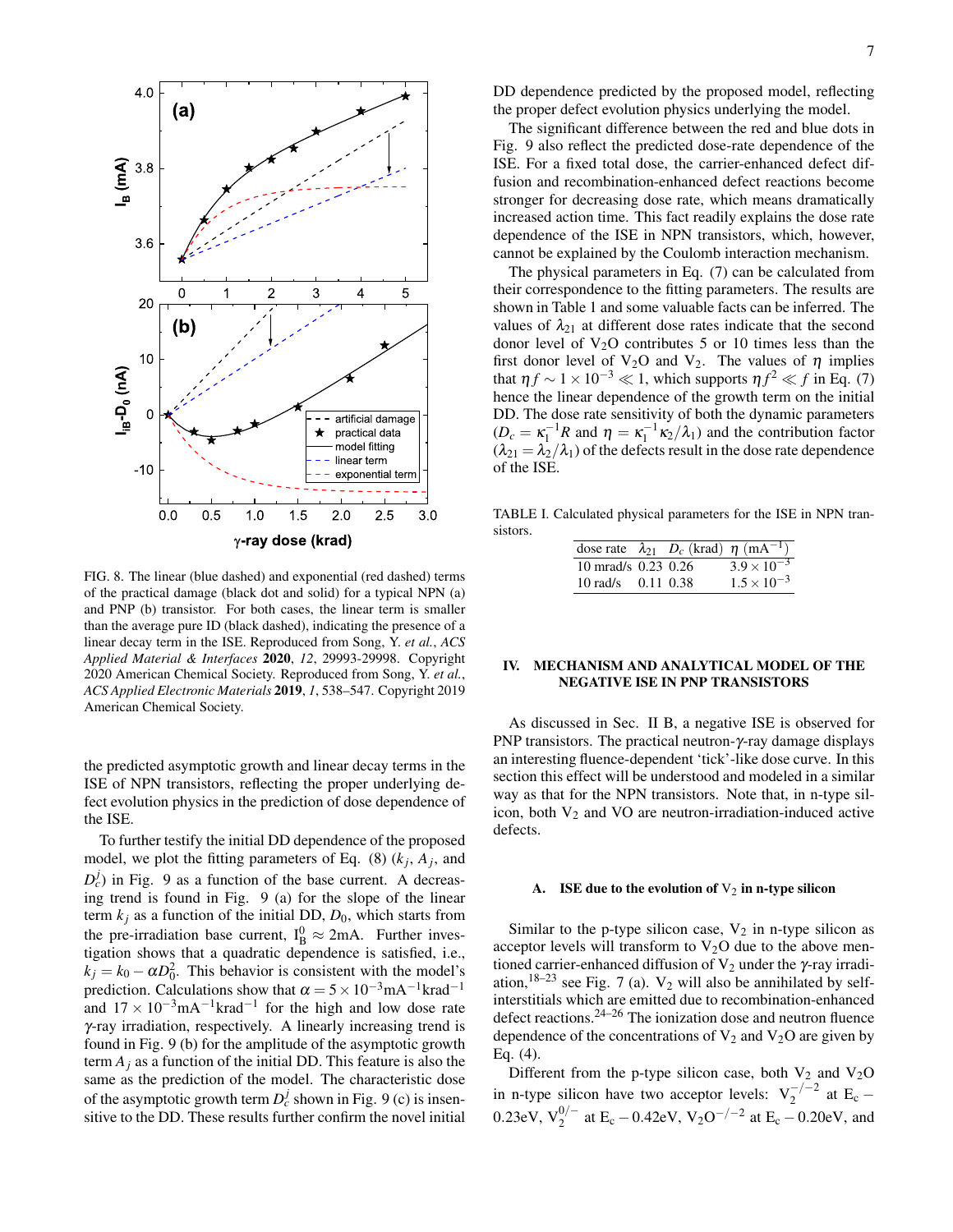FIG. 8. The linear (blue dashed) and exponential (red dashed) terms of the practical damage (black dot and solid) for a typical NPN (a) and PNP (b) transistor. For both cases, the linear term is smaller than the average pure ID (black dashed), indicating the presence of a linear decay term in the ISE. Reproduced from Song, Y. *et al.*, *ACS Applied Material & Interfaces* **2020**, *12*, 29993-29998. Copyright 2020 American Chemical Society. Reproduced from Song, Y. *et al.*, *ACS Applied Electronic Materials* **2019**, *1*, 538–547. Copyright 2019 American Chemical Society.

the predicted asymptotic growth and linear decay terms in the ISE of NPN transistors, reflecting the proper underlying defect evolution physics in the prediction of dose dependence of the ISE.

To further testify the initial DD dependence of the proposed model, we plot the fitting parameters of Eq. (8) ($k_j$, $A_j$, and $D_c^j$) in Fig. 9 as a function of the base current. A decreasing trend is found in Fig. 9 (a) for the slope of the linear term $k_j$ as a function of the initial DD, $D_0$, which starts from the pre-irradiation base current, $I_B^0 \approx 2$mA. Further investigation shows that a quadratic dependence is satisfied, i.e., $k_j = k_0 - \alpha D_0^2$. This behavior is consistent with the model's prediction. Calculations show that $\alpha = 5\times10^{-3}\text{mA}^{-1}\text{krad}^{-1}$ and $17\times10^{-3}\text{mA}^{-1}\text{krad}^{-1}$ for the high and low dose rate $\gamma$-ray irradiation, respectively. A linearly increasing trend is found in Fig. 9 (b) for the amplitude of the asymptotic growth term $A_j$ as a function of the initial DD. This feature is also the same as the prediction of the model. The characteristic dose of the asymptotic growth term $D_c^j$ shown in Fig. 9 (c) is insensitive to the DD. These results further confirm the novel initial DD dependence predicted by the proposed model, reflecting the proper defect evolution physics underlying the model.

The significant difference between the red and blue dots in Fig. 9 also reflect the predicted dose-rate dependence of the ISE. For a fixed total dose, the carrier-enhanced defect diffusion and recombination-enhanced defect reactions become stronger for decreasing dose rate, which means dramatically increased action time. This fact readily explains the dose rate dependence of the ISE in NPN transistors, which, however, cannot be explained by the Coulomb interaction mechanism.

The physical parameters in Eq. (7) can be calculated from their correspondence to the fitting parameters. The results are shown in Table 1 and some valuable facts can be inferred. The values of $\lambda_{21}$ at different dose rates indicate that the second donor level of $V_2O$ contributes 5 or 10 times less than the first donor level of $V_2O$ and $V_2$. The values of $\eta$ implies that $\eta f \sim 1\times10^{-3} \ll 1$, which supports $\eta f^2 \ll f$ in Eq. (7) hence the linear dependence of the growth term on the initial DD. The dose rate sensitivity of both the dynamic parameters ($D_c = \kappa_1^{-1}R$ and $\eta = \kappa_1^{-1}\kappa_2/\lambda_1$) and the contribution factor ($\lambda_{21} = \lambda_2/\lambda_1$) of the defects result in the dose rate dependence of the ISE.

TABLE I. Calculated physical parameters for the ISE in NPN transistors.

| dose rate | $\lambda_{21}$ | $D_c$ (krad) | $\eta$ (mA$^{-1}$) |
|---|---|---|---|
| 10 mrad/s | 0.23 | 0.26 | $3.9\times10^{-3}$ |
| 10 rad/s | 0.11 | 0.38 | $1.5\times10^{-3}$ |

## IV. MECHANISM AND ANALYTICAL MODEL OF THE NEGATIVE ISE IN PNP TRANSISTORS

As discussed in Sec. II B, a negative ISE is observed for PNP transistors. The practical neutron-$\gamma$-ray damage displays an interesting fluence-dependent 'tick'-like dose curve. In this section this effect will be understood and modeled in a similar way as that for the NPN transistors. Note that, in n-type silicon, both $V_2$ and VO are neutron-irradiation-induced active defects.

### A. ISE due to the evolution of $V_2$ in n-type silicon

Similar to the p-type silicon case, $V_2$ in n-type silicon as acceptor levels will transform to $V_2O$ due to the above mentioned carrier-enhanced diffusion of $V_2$ under the $\gamma$-ray irradiation,[18–23] see Fig. 7 (a). $V_2$ will also be annihilated by self-interstitials which are emitted due to recombination-enhanced defect reactions.[24–26] The ionization dose and neutron fluence dependence of the concentrations of $V_2$ and $V_2O$ are given by Eq. (4).

Different from the p-type silicon case, both $V_2$ and $V_2O$ in n-type silicon have two acceptor levels: $V_2^{-/-2}$ at $E_c - 0.23$eV, $V_2^{0/-}$ at $E_c - 0.42$eV, $V_2O^{-/-2}$ at $E_c - 0.20$eV, and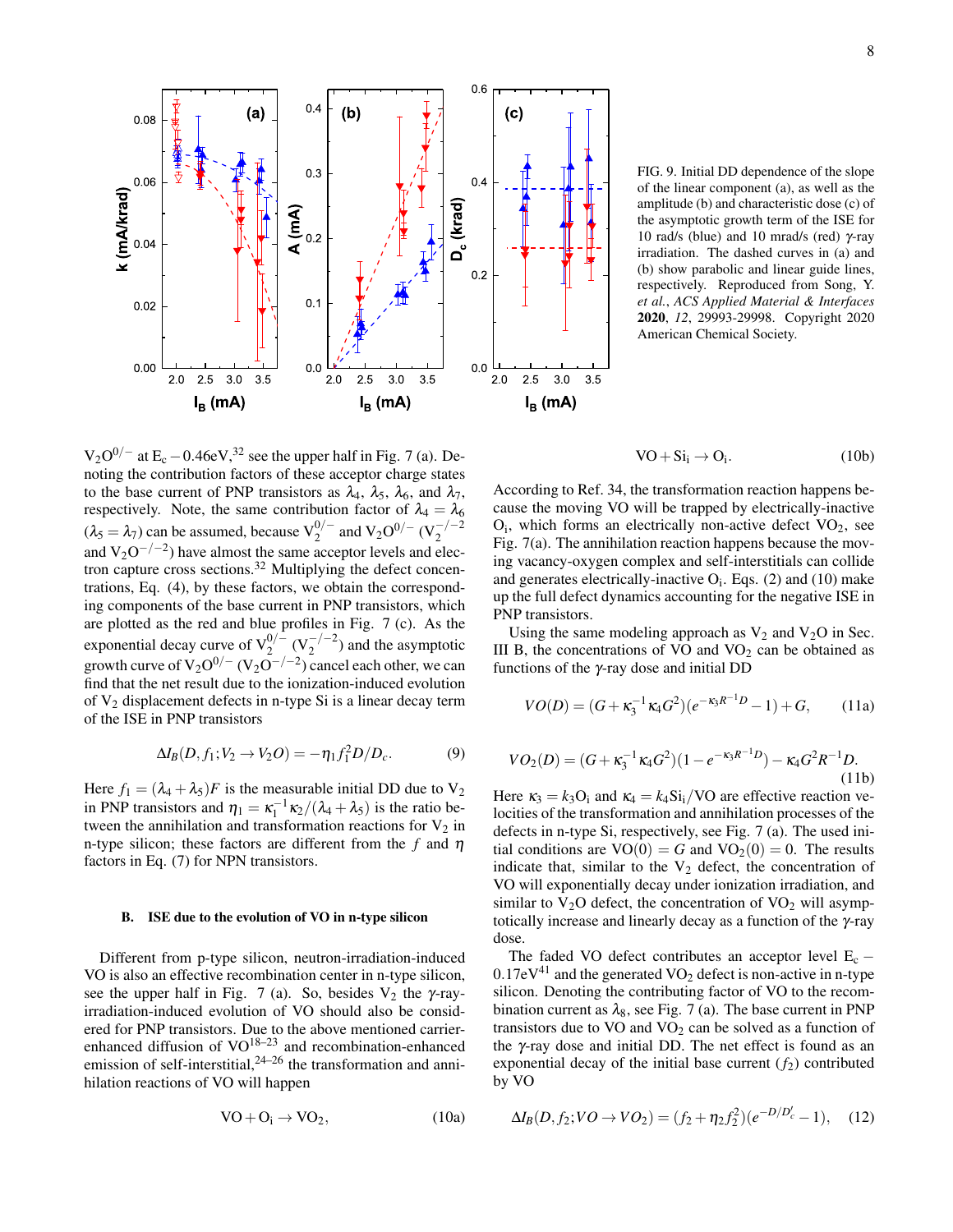FIG. 9. Initial DD dependence of the slope of the linear component (a), as well as the amplitude (b) and characteristic dose (c) of the asymptotic growth term of the ISE for 10 rad/s (blue) and 10 mrad/s (red) $\gamma$-ray irradiation. The dashed curves in (a) and (b) show parabolic and linear guide lines, respectively. Reproduced from Song, Y. *et al.*, *ACS Applied Material & Interfaces* **2020**, *12*, 29993-29998. Copyright 2020 American Chemical Society.

$V_2O^{0/-}$ at $E_c - 0.46$eV,[32] see the upper half in Fig. 7 (a). Denoting the contribution factors of these acceptor charge states to the base current of PNP transistors as $\lambda_4$, $\lambda_5$, $\lambda_6$, and $\lambda_7$, respectively. Note, the same contribution factor of $\lambda_4 = \lambda_6$ ($\lambda_5 = \lambda_7$) can be assumed, because $V_2^{0/-}$ and $V_2O^{0/-}$ ($V_2^{-/-2}$ and $V_2O^{-/-2}$) have almost the same acceptor levels and electron capture cross sections.[32] Multiplying the defect concentrations, Eq. (4), by these factors, we obtain the corresponding components of the base current in PNP transistors, which are plotted as the red and blue profiles in Fig. 7 (c). As the exponential decay curve of $V_2^{0/-}$ ($V_2^{-/-2}$) and the asymptotic growth curve of $V_2O^{0/-}$ ($V_2O^{-/-2}$) cancel each other, we can find that the net result due to the ionization-induced evolution of $V_2$ displacement defects in n-type Si is a linear decay term of the ISE in PNP transistors

$$\Delta I_B(D, f_1; V_2 \rightarrow V_2O) = -\eta_1 f_1^2 D/D_c. \quad (9)$$

Here $f_1 = (\lambda_4 + \lambda_5)F$ is the measurable initial DD due to $V_2$ in PNP transistors and $\eta_1 = \kappa_1^{-1}\kappa_2/(\lambda_4 + \lambda_5)$ is the ratio between the annihilation and transformation reactions for $V_2$ in n-type silicon; these factors are different from the $f$ and $\eta$ factors in Eq. (7) for NPN transistors.

### B. ISE due to the evolution of VO in n-type silicon

Different from p-type silicon, neutron-irradiation-induced VO is also an effective recombination center in n-type silicon, see the upper half in Fig. 7 (a). So, besides $V_2$ the $\gamma$-ray-irradiation-induced evolution of VO should also be considered for PNP transistors. Due to the above mentioned carrier-enhanced diffusion of VO[18–23] and recombination-enhanced emission of self-interstitial,[24–26] the transformation and annihilation reactions of VO will happen

$$VO + O_i \rightarrow VO_2, \quad (10a)$$

$$VO + Si_i \rightarrow O_i. \quad (10b)$$

According to Ref. 34, the transformation reaction happens because the moving VO will be trapped by electrically-inactive $O_i$, which forms an electrically non-active defect $VO_2$, see Fig. 7(a). The annihilation reaction happens because the moving vacancy-oxygen complex and self-interstitials can collide and generates electrically-inactive $O_i$. Eqs. (2) and (10) make up the full defect dynamics accounting for the negative ISE in PNP transistors.

Using the same modeling approach as $V_2$ and $V_2O$ in Sec. III B, the concentrations of VO and $VO_2$ can be obtained as functions of the $\gamma$-ray dose and initial DD

$$VO(D) = (G + \kappa_3^{-1}\kappa_4 G^2)(e^{-\kappa_3 R^{-1} D} - 1) + G, \quad (11a)$$

$$VO_2(D) = (G + \kappa_3^{-1}\kappa_4 G^2)(1 - e^{-\kappa_3 R^{-1} D}) - \kappa_4 G^2 R^{-1} D. \quad (11b)$$

Here $\kappa_3 = k_3 O_i$ and $\kappa_4 = k_4 Si_i/VO$ are effective reaction velocities of the transformation and annihilation processes of the defects in n-type Si, respectively, see Fig. 7 (a). The used initial conditions are $VO(0) = G$ and $VO_2(0) = 0$. The results indicate that, similar to the $V_2$ defect, the concentration of VO will exponentially decay under ionization irradiation, and similar to $V_2O$ defect, the concentration of $VO_2$ will asymptotically increase and linearly decay as a function of the $\gamma$-ray dose.

The faded VO defect contributes an acceptor level $E_c - 0.17$eV[41] and the generated $VO_2$ defect is non-active in n-type silicon. Denoting the contributing factor of VO to the recombination current as $\lambda_8$, see Fig. 7 (a). The base current in PNP transistors due to VO and $VO_2$ can be solved as a function of the $\gamma$-ray dose and initial DD. The net effect is found as an exponential decay of the initial base current ($f_2$) contributed by VO

$$\Delta I_B(D, f_2; VO \rightarrow VO_2) = (f_2 + \eta_2 f_2^2)(e^{-D/D_c'} - 1), \quad (12)$$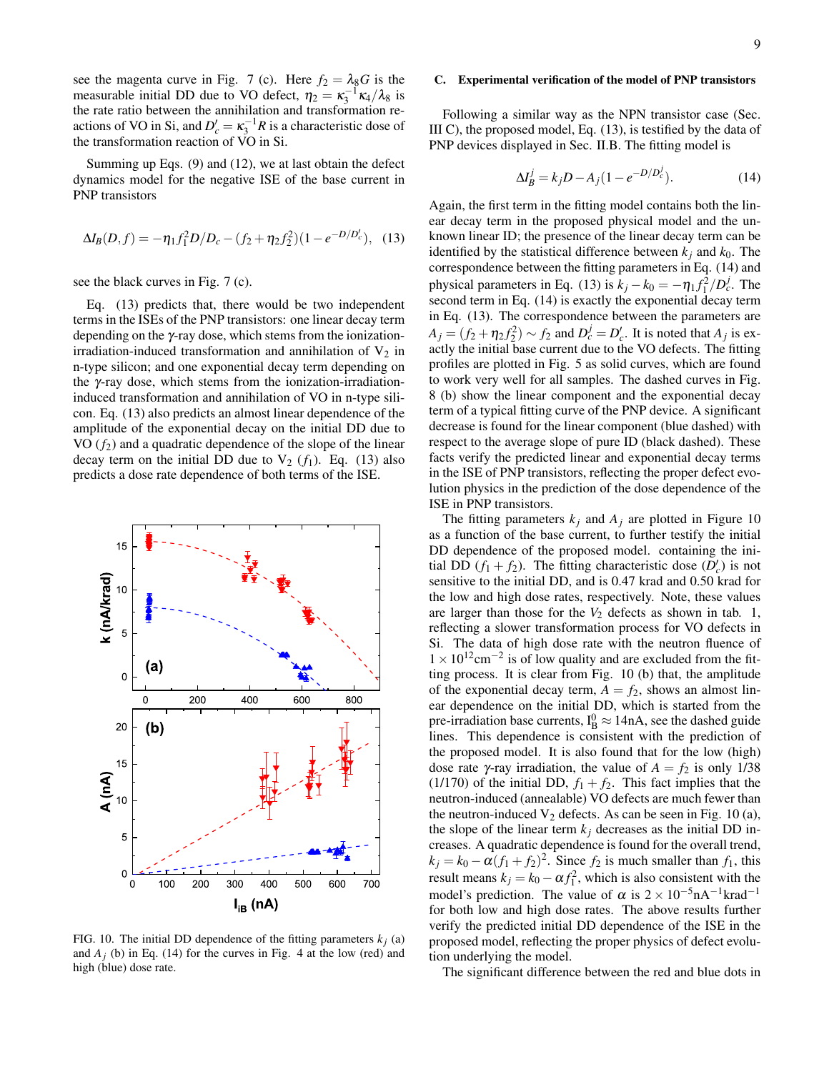see the magenta curve in Fig. 7 (c). Here $f_2 = \lambda_8 G$ is the measurable initial DD due to VO defect, $\eta_2 = \kappa_3^{-1}\kappa_4/\lambda_8$ is the rate ratio between the annihilation and transformation reactions of VO in Si, and $D_c' = \kappa_3^{-1}R$ is a characteristic dose of the transformation reaction of VO in Si.

Summing up Eqs. (9) and (12), we at last obtain the defect dynamics model for the negative ISE of the base current in PNP transistors

$$\Delta I_B(D,f) = -\eta_1 f_1^2 D/D_c - (f_2 + \eta_2 f_2^2)(1 - e^{-D/D_c'}), \quad (13)$$

see the black curves in Fig. 7 (c).

Eq. (13) predicts that, there would be two independent terms in the ISEs of the PNP transistors: one linear decay term depending on the $\gamma$-ray dose, which stems from the ionization-irradiation-induced transformation and annihilation of $V_2$ in n-type silicon; and one exponential decay term depending on the $\gamma$-ray dose, which stems from the ionization-irradiation-induced transformation and annihilation of VO in n-type silicon. Eq. (13) also predicts an almost linear dependence of the amplitude of the exponential decay on the initial DD due to VO ($f_2$) and a quadratic dependence of the slope of the linear decay term on the initial DD due to $V_2$ ($f_1$). Eq. (13) also predicts a dose rate dependence of both terms of the ISE.

FIG. 10. The initial DD dependence of the fitting parameters $k_j$ (a) and $A_j$ (b) in Eq. (14) for the curves in Fig. 4 at the low (red) and high (blue) dose rate.

### C. Experimental verification of the model of PNP transistors

Following a similar way as the NPN transistor case (Sec. III C), the proposed model, Eq. (13), is testified by the data of PNP devices displayed in Sec. II.B. The fitting model is

$$\Delta I_B^j = k_j D - A_j(1 - e^{-D/D_c^j}). \quad (14)$$

Again, the first term in the fitting model contains both the linear decay term in the proposed physical model and the unknown linear ID; the presence of the linear decay term can be identified by the statistical difference between $k_j$ and $k_0$. The correspondence between the fitting parameters in Eq. (14) and physical parameters in Eq. (13) is $k_j - k_0 = -\eta_1 f_1^2/D_c^j$. The second term in Eq. (14) is exactly the exponential decay term in Eq. (13). The correspondence between the parameters are $A_j = (f_2 + \eta_2 f_2^2) \sim f_2$ and $D_c^j = D_c'$. It is noted that $A_j$ is exactly the initial base current due to the VO defects. The fitting profiles are plotted in Fig. 5 as solid curves, which are found to work very well for all samples. The dashed curves in Fig. 8 (b) show the linear component and the exponential decay term of a typical fitting curve of the PNP device. A significant decrease is found for the linear component (blue dashed) with respect to the average slope of pure ID (black dashed). These facts verify the predicted linear and exponential decay terms in the ISE of PNP transistors, reflecting the proper defect evolution physics in the prediction of the dose dependence of the ISE in PNP transistors.

The fitting parameters $k_j$ and $A_j$ are plotted in Figure 10 as a function of the base current, to further testify the initial DD dependence of the proposed model. containing the initial DD ($f_1 + f_2$). The fitting characteristic dose ($D_c'$) is not sensitive to the initial DD, and is 0.47 krad and 0.50 krad for the low and high dose rates, respectively. Note, these values are larger than those for the $V_2$ defects as shown in tab. 1, reflecting a slower transformation process for VO defects in Si. The data of high dose rate with the neutron fluence of $1 \times 10^{12}\text{cm}^{-2}$ is of low quality and are excluded from the fitting process. It is clear from Fig. 10 (b) that, the amplitude of the exponential decay term, $A = f_2$, shows an almost linear dependence on the initial DD, which is started from the pre-irradiation base currents, $I_B^0 \approx 14\text{nA}$, see the dashed guide lines. This dependence is consistent with the prediction of the proposed model. It is also found that for the low (high) dose rate $\gamma$-ray irradiation, the value of $A = f_2$ is only 1/38 (1/170) of the initial DD, $f_1 + f_2$. This fact implies that the neutron-induced (annealable) VO defects are much fewer than the neutron-induced $V_2$ defects. As can be seen in Fig. 10 (a), the slope of the linear term $k_j$ decreases as the initial DD increases. A quadratic dependence is found for the overall trend, $k_j = k_0 - \alpha(f_1 + f_2)^2$. Since $f_2$ is much smaller than $f_1$, this result means $k_j = k_0 - \alpha f_1^2$, which is also consistent with the model's prediction. The value of $\alpha$ is $2 \times 10^{-5}\text{nA}^{-1}\text{krad}^{-1}$ for both low and high dose rates. The above results further verify the predicted initial DD dependence of the ISE in the proposed model, reflecting the proper physics of defect evolution underlying the model.

The significant difference between the red and blue dots in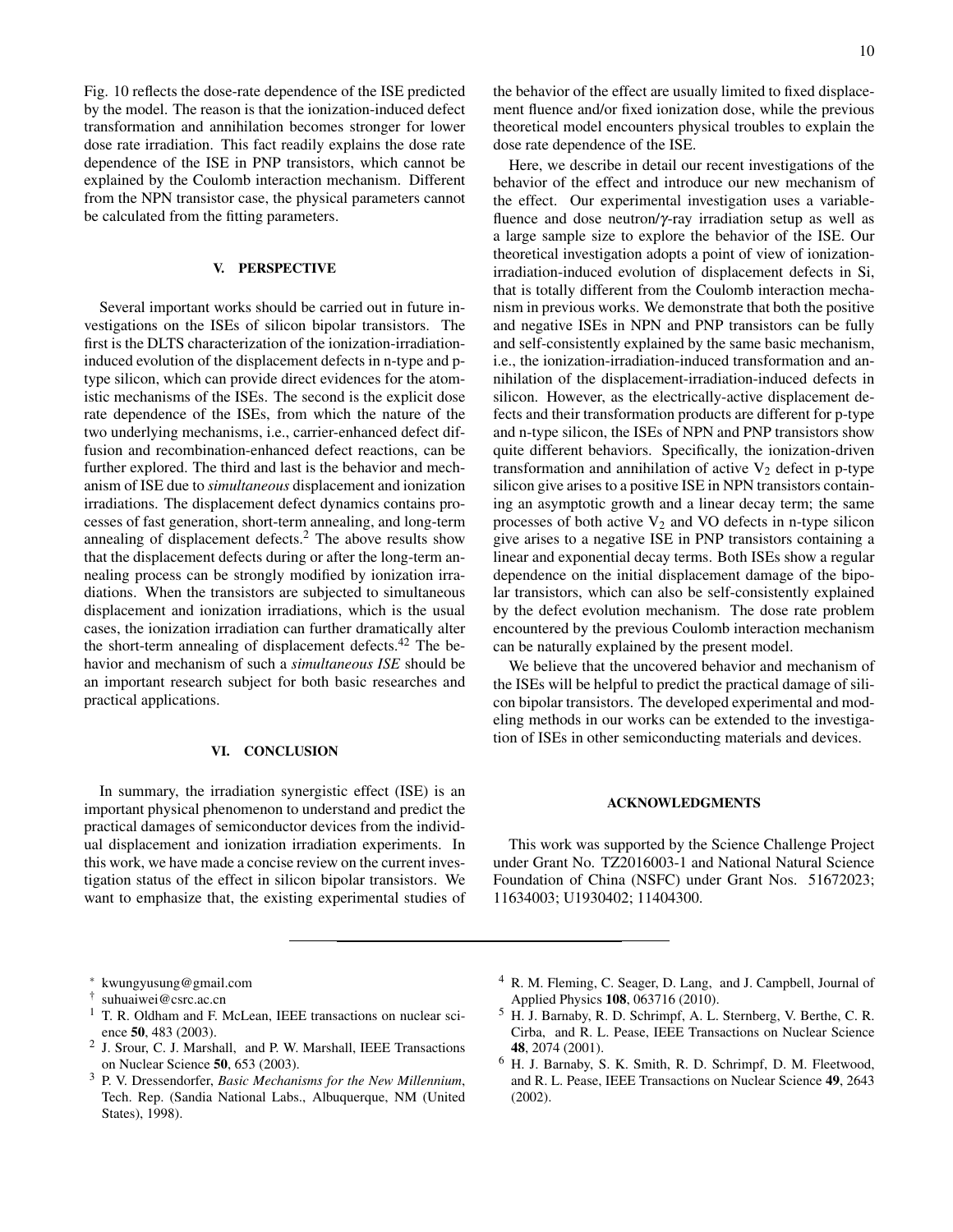Fig. 10 reflects the dose-rate dependence of the ISE predicted by the model. The reason is that the ionization-induced defect transformation and annihilation becomes stronger for lower dose rate irradiation. This fact readily explains the dose rate dependence of the ISE in PNP transistors, which cannot be explained by the Coulomb interaction mechanism. Different from the NPN transistor case, the physical parameters cannot be calculated from the fitting parameters.

## V. PERSPECTIVE

Several important works should be carried out in future investigations on the ISEs of silicon bipolar transistors. The first is the DLTS characterization of the ionization-irradiation-induced evolution of the displacement defects in n-type and p-type silicon, which can provide direct evidences for the atomistic mechanisms of the ISEs. The second is the explicit dose rate dependence of the ISEs, from which the nature of the two underlying mechanisms, i.e., carrier-enhanced defect diffusion and recombination-enhanced defect reactions, can be further explored. The third and last is the behavior and mechanism of ISE due to *simultaneous* displacement and ionization irradiations. The displacement defect dynamics contains processes of fast generation, short-term annealing, and long-term annealing of displacement defects.[2] The above results show that the displacement defects during or after the long-term annealing process can be strongly modified by ionization irradiations. When the transistors are subjected to simultaneous displacement and ionization irradiations, which is the usual cases, the ionization irradiation can further dramatically alter the short-term annealing of displacement defects.[42] The behavior and mechanism of such a *simultaneous ISE* should be an important research subject for both basic researches and practical applications.

## VI. CONCLUSION

In summary, the irradiation synergistic effect (ISE) is an important physical phenomenon to understand and predict the practical damages of semiconductor devices from the individual displacement and ionization irradiation experiments. In this work, we have made a concise review on the current investigation status of the effect in silicon bipolar transistors. We want to emphasize that, the existing experimental studies of the behavior of the effect are usually limited to fixed displacement fluence and/or fixed ionization dose, while the previous theoretical model encounters physical troubles to explain the dose rate dependence of the ISE.

Here, we describe in detail our recent investigations of the behavior of the effect and introduce our new mechanism of the effect. Our experimental investigation uses a variable-fluence and dose neutron/$\gamma$-ray irradiation setup as well as a large sample size to explore the behavior of the ISE. Our theoretical investigation adopts a point of view of ionization-irradiation-induced evolution of displacement defects in Si, that is totally different from the Coulomb interaction mechanism in previous works. We demonstrate that both the positive and negative ISEs in NPN and PNP transistors can be fully and self-consistently explained by the same basic mechanism, i.e., the ionization-irradiation-induced transformation and annihilation of the displacement-irradiation-induced defects in silicon. However, as the electrically-active displacement defects and their transformation products are different for p-type and n-type silicon, the ISEs of NPN and PNP transistors show quite different behaviors. Specifically, the ionization-driven transformation and annihilation of active $V_2$ defect in p-type silicon give arises to a positive ISE in NPN transistors containing an asymptotic growth and a linear decay term; the same processes of both active $V_2$ and VO defects in n-type silicon give arises to a negative ISE in PNP transistors containing a linear and exponential decay terms. Both ISEs show a regular dependence on the initial displacement damage of the bipolar transistors, which can also be self-consistently explained by the defect evolution mechanism. The dose rate problem encountered by the previous Coulomb interaction mechanism can be naturally explained by the present model.

We believe that the uncovered behavior and mechanism of the ISEs will be helpful to predict the practical damage of silicon bipolar transistors. The developed experimental and modeling methods in our works can be extended to the investigation of ISEs in other semiconducting materials and devices.

## ACKNOWLEDGMENTS

This work was supported by the Science Challenge Project under Grant No. TZ2016003-1 and National Natural Science Foundation of China (NSFC) under Grant Nos. 51672023; 11634003; U1930402; 11404300.

---

[*] kwungyusung@gmail.com
[†] suhuaiwei@csrc.ac.cn

[1] T. R. Oldham and F. McLean, IEEE transactions on nuclear science **50**, 483 (2003).

[2] J. Srour, C. J. Marshall, and P. W. Marshall, IEEE Transactions on Nuclear Science **50**, 653 (2003).

[3] P. V. Dressendorfer, *Basic Mechanisms for the New Millennium*, Tech. Rep. (Sandia National Labs., Albuquerque, NM (United States), 1998).

[4] R. M. Fleming, C. Seager, D. Lang, and J. Campbell, Journal of Applied Physics **108**, 063716 (2010).

[5] H. J. Barnaby, R. D. Schrimpf, A. L. Sternberg, V. Berthe, C. R. Cirba, and R. L. Pease, IEEE Transactions on Nuclear Science **48**, 2074 (2001).

[6] H. J. Barnaby, S. K. Smith, R. D. Schrimpf, D. M. Fleetwood, and R. L. Pease, IEEE Transactions on Nuclear Science **49**, 2643 (2002).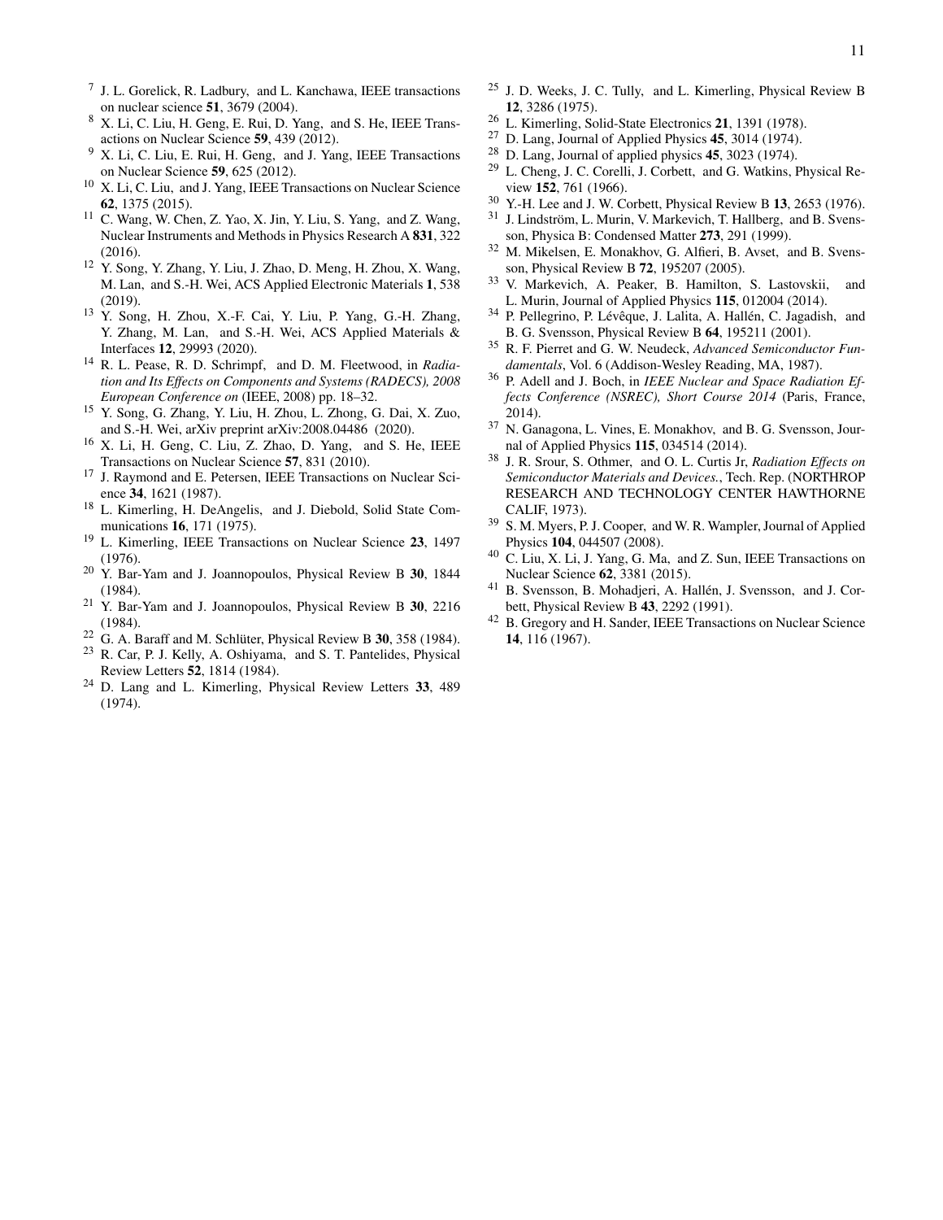[7] J. L. Gorelick, R. Ladbury, and L. Kanchawa, IEEE transactions on nuclear science **51**, 3679 (2004).

[8] X. Li, C. Liu, H. Geng, E. Rui, D. Yang, and S. He, IEEE Transactions on Nuclear Science **59**, 439 (2012).

[9] X. Li, C. Liu, E. Rui, H. Geng, and J. Yang, IEEE Transactions on Nuclear Science **59**, 625 (2012).

[10] X. Li, C. Liu, and J. Yang, IEEE Transactions on Nuclear Science **62**, 1375 (2015).

[11] C. Wang, W. Chen, Z. Yao, X. Jin, Y. Liu, S. Yang, and Z. Wang, Nuclear Instruments and Methods in Physics Research A **831**, 322 (2016).

[12] Y. Song, Y. Zhang, Y. Liu, J. Zhao, D. Meng, H. Zhou, X. Wang, M. Lan, and S.-H. Wei, ACS Applied Electronic Materials **1**, 538 (2019).

[13] Y. Song, H. Zhou, X.-F. Cai, Y. Liu, P. Yang, G.-H. Zhang, Y. Zhang, M. Lan, and S.-H. Wei, ACS Applied Materials & Interfaces **12**, 29993 (2020).

[14] R. L. Pease, R. D. Schrimpf, and D. M. Fleetwood, in *Radiation and Its Effects on Components and Systems (RADECS), 2008 European Conference on* (IEEE, 2008) pp. 18–32.

[15] Y. Song, G. Zhang, Y. Liu, H. Zhou, L. Zhong, G. Dai, X. Zuo, and S.-H. Wei, arXiv preprint arXiv:2008.04486 (2020).

[16] X. Li, H. Geng, C. Liu, Z. Zhao, D. Yang, and S. He, IEEE Transactions on Nuclear Science **57**, 831 (2010).

[17] J. Raymond and E. Petersen, IEEE Transactions on Nuclear Science **34**, 1621 (1987).

[18] L. Kimerling, H. DeAngelis, and J. Diebold, Solid State Communications **16**, 171 (1975).

[19] L. Kimerling, IEEE Transactions on Nuclear Science **23**, 1497 (1976).

[20] Y. Bar-Yam and J. Joannopoulos, Physical Review B **30**, 1844 (1984).

[21] Y. Bar-Yam and J. Joannopoulos, Physical Review B **30**, 2216 (1984).

[22] G. A. Baraff and M. Schlüter, Physical Review B **30**, 358 (1984).

[23] R. Car, P. J. Kelly, A. Oshiyama, and S. T. Pantelides, Physical Review Letters **52**, 1814 (1984).

[24] D. Lang and L. Kimerling, Physical Review Letters **33**, 489 (1974).

[25] J. D. Weeks, J. C. Tully, and L. Kimerling, Physical Review B **12**, 3286 (1975).

[26] L. Kimerling, Solid-State Electronics **21**, 1391 (1978).

[27] D. Lang, Journal of Applied Physics **45**, 3014 (1974).

[28] D. Lang, Journal of applied physics **45**, 3023 (1974).

[29] L. Cheng, J. C. Corelli, J. Corbett, and G. Watkins, Physical Review **152**, 761 (1966).

[30] Y.-H. Lee and J. W. Corbett, Physical Review B **13**, 2653 (1976).

[31] J. Lindström, L. Murin, V. Markevich, T. Hallberg, and B. Svensson, Physica B: Condensed Matter **273**, 291 (1999).

[32] M. Mikelsen, E. Monakhov, G. Alfieri, B. Avset, and B. Svensson, Physical Review B **72**, 195207 (2005).

[33] V. Markevich, A. Peaker, B. Hamilton, S. Lastovskii, and L. Murin, Journal of Applied Physics **115**, 012004 (2014).

[34] P. Pellegrino, P. Lévêque, J. Lalita, A. Hallén, C. Jagadish, and B. G. Svensson, Physical Review B **64**, 195211 (2001).

[35] R. F. Pierret and G. W. Neudeck, *Advanced Semiconductor Fundamentals*, Vol. 6 (Addison-Wesley Reading, MA, 1987).

[36] P. Adell and J. Boch, in *IEEE Nuclear and Space Radiation Effects Conference (NSREC), Short Course 2014* (Paris, France, 2014).

[37] N. Ganagona, L. Vines, E. Monakhov, and B. G. Svensson, Journal of Applied Physics **115**, 034514 (2014).

[38] J. R. Srour, S. Othmer, and O. L. Curtis Jr, *Radiation Effects on Semiconductor Materials and Devices.*, Tech. Rep. (NORTHROP RESEARCH AND TECHNOLOGY CENTER HAWTHORNE CALIF, 1973).

[39] S. M. Myers, P. J. Cooper, and W. R. Wampler, Journal of Applied Physics **104**, 044507 (2008).

[40] C. Liu, X. Li, J. Yang, G. Ma, and Z. Sun, IEEE Transactions on Nuclear Science **62**, 3381 (2015).

[41] B. Svensson, B. Mohadjeri, A. Hallén, J. Svensson, and J. Corbett, Physical Review B **43**, 2292 (1991).

[42] B. Gregory and H. Sander, IEEE Transactions on Nuclear Science **14**, 116 (1967).